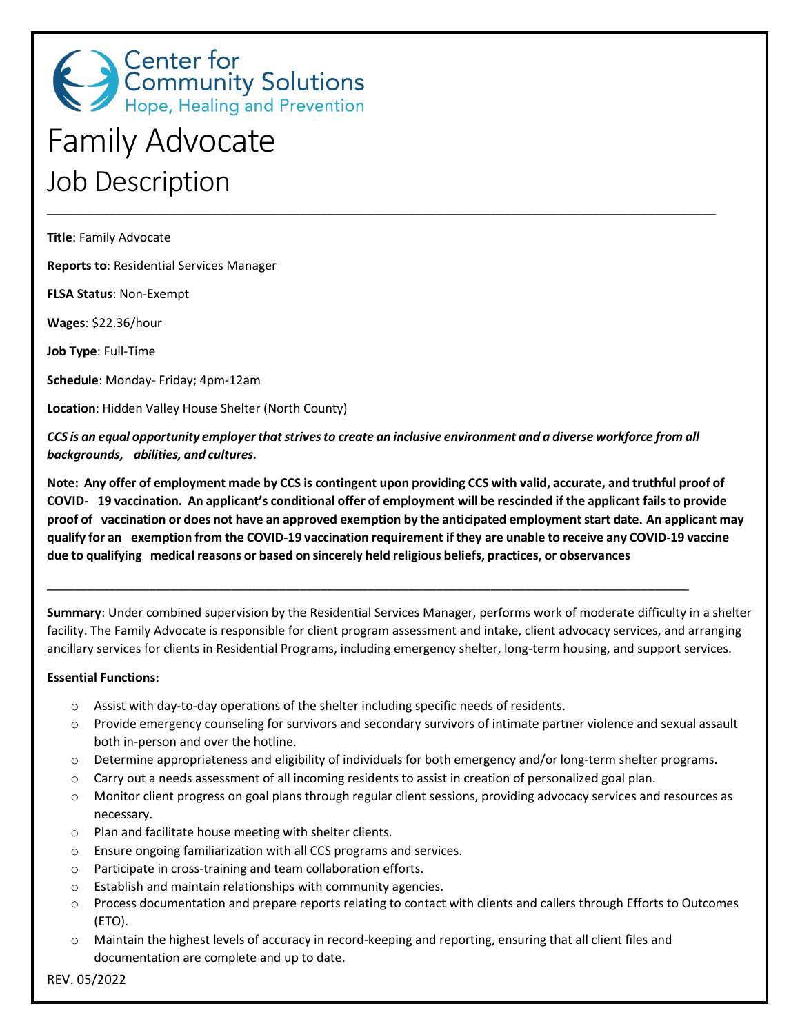Center for Community Solutions
Hope, Healing and Prevention

# Family Advocate

## Job Description

---

**Title**: Family Advocate

**Reports to**: Residential Services Manager

**FLSA Status**: Non-Exempt

**Wages**: $22.36/hour

**Job Type**: Full-Time

**Schedule**: Monday- Friday; 4pm-12am

**Location**: Hidden Valley House Shelter (North County)

***CCS is an equal opportunity employer that strives to create an inclusive environment and a diverse workforce from all backgrounds, abilities, and cultures.***

**Note: Any offer of employment made by CCS is contingent upon providing CCS with valid, accurate, and truthful proof of COVID- 19 vaccination. An applicant's conditional offer of employment will be rescinded if the applicant fails to provide proof of vaccination or does not have an approved exemption by the anticipated employment start date. An applicant may qualify for an exemption from the COVID-19 vaccination requirement if they are unable to receive any COVID-19 vaccine due to qualifying medical reasons or based on sincerely held religious beliefs, practices, or observances**

---

**Summary**: Under combined supervision by the Residential Services Manager, performs work of moderate difficulty in a shelter facility. The Family Advocate is responsible for client program assessment and intake, client advocacy services, and arranging ancillary services for clients in Residential Programs, including emergency shelter, long-term housing, and support services.

**Essential Functions:**

- Assist with day-to-day operations of the shelter including specific needs of residents.
- Provide emergency counseling for survivors and secondary survivors of intimate partner violence and sexual assault both in-person and over the hotline.
- Determine appropriateness and eligibility of individuals for both emergency and/or long-term shelter programs.
- Carry out a needs assessment of all incoming residents to assist in creation of personalized goal plan.
- Monitor client progress on goal plans through regular client sessions, providing advocacy services and resources as necessary.
- Plan and facilitate house meeting with shelter clients.
- Ensure ongoing familiarization with all CCS programs and services.
- Participate in cross-training and team collaboration efforts.
- Establish and maintain relationships with community agencies.
- Process documentation and prepare reports relating to contact with clients and callers through Efforts to Outcomes (ETO).
- Maintain the highest levels of accuracy in record-keeping and reporting, ensuring that all client files and documentation are complete and up to date.

REV. 05/2022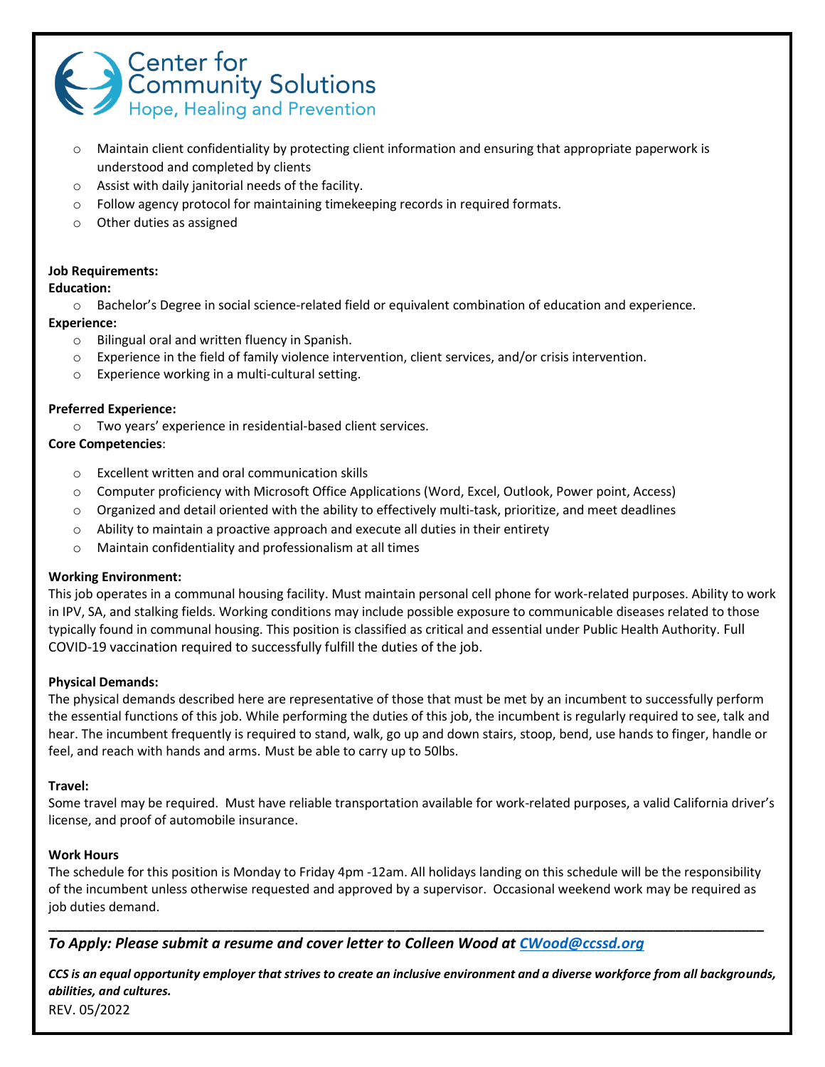- Maintain client confidentiality by protecting client information and ensuring that appropriate paperwork is understood and completed by clients
- Assist with daily janitorial needs of the facility.
- Follow agency protocol for maintaining timekeeping records in required formats.
- Other duties as assigned

**Job Requirements:**

**Education:**

- Bachelor's Degree in social science-related field or equivalent combination of education and experience.

**Experience:**

- Bilingual oral and written fluency in Spanish.
- Experience in the field of family violence intervention, client services, and/or crisis intervention.
- Experience working in a multi-cultural setting.

**Preferred Experience:**

- Two years' experience in residential-based client services.

**Core Competencies**:

- Excellent written and oral communication skills
- Computer proficiency with Microsoft Office Applications (Word, Excel, Outlook, Power point, Access)
- Organized and detail oriented with the ability to effectively multi-task, prioritize, and meet deadlines
- Ability to maintain a proactive approach and execute all duties in their entirety
- Maintain confidentiality and professionalism at all times

**Working Environment:**

This job operates in a communal housing facility. Must maintain personal cell phone for work-related purposes. Ability to work in IPV, SA, and stalking fields. Working conditions may include possible exposure to communicable diseases related to those typically found in communal housing. This position is classified as critical and essential under Public Health Authority. Full COVID-19 vaccination required to successfully fulfill the duties of the job.

**Physical Demands:**

The physical demands described here are representative of those that must be met by an incumbent to successfully perform the essential functions of this job. While performing the duties of this job, the incumbent is regularly required to see, talk and hear. The incumbent frequently is required to stand, walk, go up and down stairs, stoop, bend, use hands to finger, handle or feel, and reach with hands and arms. Must be able to carry up to 50lbs.

**Travel:**

Some travel may be required. Must have reliable transportation available for work-related purposes, a valid California driver's license, and proof of automobile insurance.

**Work Hours**

The schedule for this position is Monday to Friday 4pm -12am. All holidays landing on this schedule will be the responsibility of the incumbent unless otherwise requested and approved by a supervisor. Occasional weekend work may be required as job duties demand.

---

***To Apply: Please submit a resume and cover letter to Colleen Wood at [CWood@ccssd.org](mailto:CWood@ccssd.org)***

***CCS is an equal opportunity employer that strives to create an inclusive environment and a diverse workforce from all backgrounds, abilities, and cultures.***

REV. 05/2022